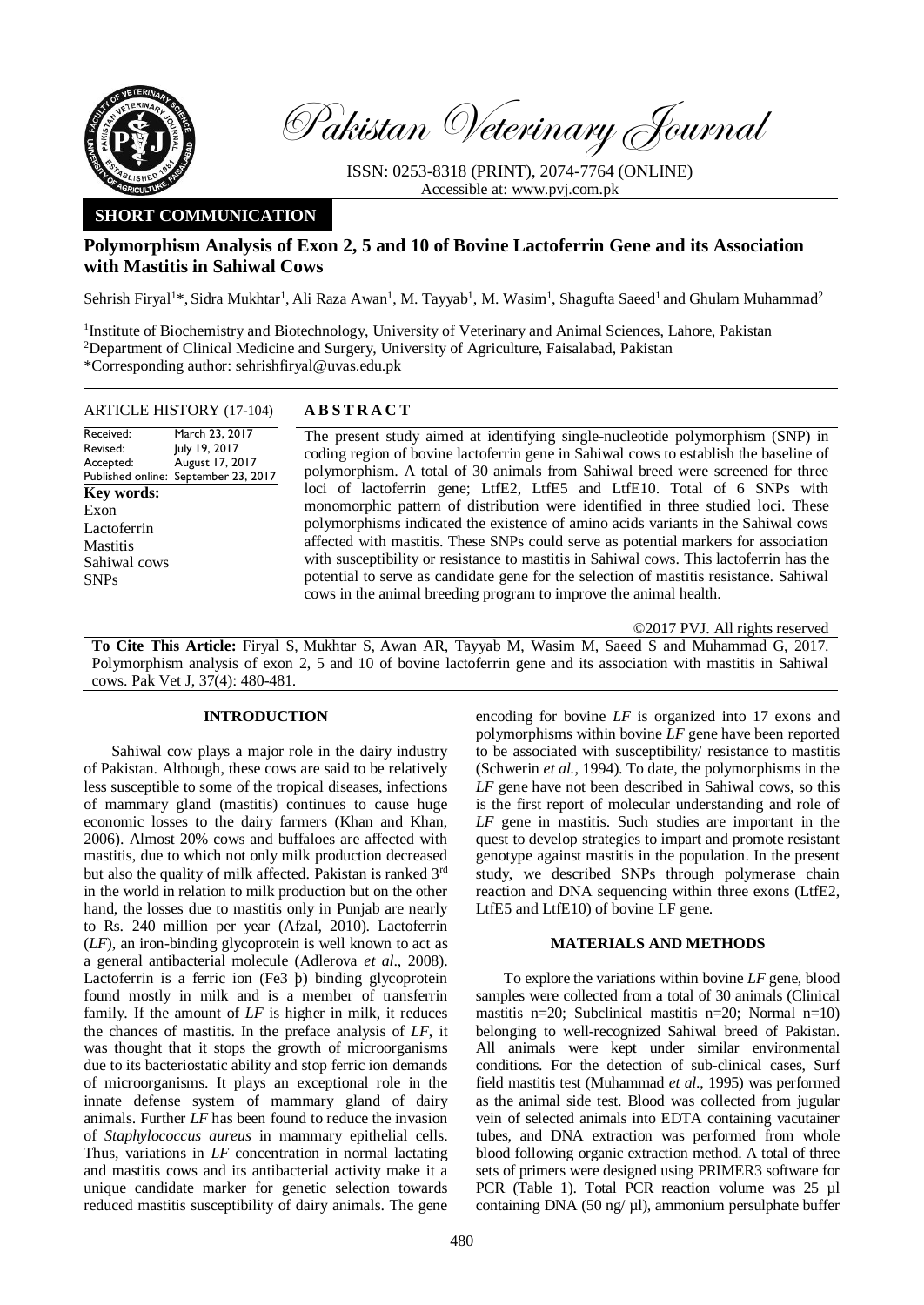Pakistan Veterinary Journal

ISSN: 0253-8318 (PRINT), 2074-7764 (ONLINE)
Accessible at: www.pvj.com.pk

**SHORT COMMUNICATION**

# Polymorphism Analysis of Exon 2, 5 and 10 of Bovine Lactoferrin Gene and its Association with Mastitis in Sahiwal Cows

Sehrish Firyal[1]*, Sidra Mukhtar[1], Ali Raza Awan[1], M. Tayyab[1], M. Wasim[1], Shagufta Saeed[1] and Ghulam Muhammad[2]

[1]Institute of Biochemistry and Biotechnology, University of Veterinary and Animal Sciences, Lahore, Pakistan
[2]Department of Clinical Medicine and Surgery, University of Agriculture, Faisalabad, Pakistan
*Corresponding author: sehrishfiryal@uvas.edu.pk

**ARTICLE HISTORY** (17-104)

Received: March 23, 2017
Revised: July 19, 2017
Accepted: August 17, 2017
Published online: September 23, 2017

**Key words:**
Exon
Lactoferrin
Mastitis
Sahiwal cows
SNPs

## ABSTRACT

The present study aimed at identifying single-nucleotide polymorphism (SNP) in coding region of bovine lactoferrin gene in Sahiwal cows to establish the baseline of polymorphism. A total of 30 animals from Sahiwal breed were screened for three loci of lactoferrin gene; LtfE2, LtfE5 and LtfE10. Total of 6 SNPs with monomorphic pattern of distribution were identified in three studied loci. These polymorphisms indicated the existence of amino acids variants in the Sahiwal cows affected with mastitis. These SNPs could serve as potential markers for association with susceptibility or resistance to mastitis in Sahiwal cows. This lactoferrin has the potential to serve as candidate gene for the selection of mastitis resistance. Sahiwal cows in the animal breeding program to improve the animal health.

©2017 PVJ. All rights reserved

**To Cite This Article:** Firyal S, Mukhtar S, Awan AR, Tayyab M, Wasim M, Saeed S and Muhammad G, 2017. Polymorphism analysis of exon 2, 5 and 10 of bovine lactoferrin gene and its association with mastitis in Sahiwal cows. Pak Vet J, 37(4): 480-481.

## INTRODUCTION

Sahiwal cow plays a major role in the dairy industry of Pakistan. Although, these cows are said to be relatively less susceptible to some of the tropical diseases, infections of mammary gland (mastitis) continues to cause huge economic losses to the dairy farmers (Khan and Khan, 2006). Almost 20% cows and buffaloes are affected with mastitis, due to which not only milk production decreased but also the quality of milk affected. Pakistan is ranked 3rd in the world in relation to milk production but on the other hand, the losses due to mastitis only in Punjab are nearly to Rs. 240 million per year (Afzal, 2010). Lactoferrin (*LF*), an iron-binding glycoprotein is well known to act as a general antibacterial molecule (Adlerova *et al*., 2008). Lactoferrin is a ferric ion (Fe3 þ) binding glycoprotein found mostly in milk and is a member of transferrin family. If the amount of *LF* is higher in milk, it reduces the chances of mastitis. In the preface analysis of *LF*, it was thought that it stops the growth of microorganisms due to its bacteriostatic ability and stop ferric ion demands of microorganisms. It plays an exceptional role in the innate defense system of mammary gland of dairy animals. Further *LF* has been found to reduce the invasion of *Staphylococcus aureus* in mammary epithelial cells. Thus, variations in *LF* concentration in normal lactating and mastitis cows and its antibacterial activity make it a unique candidate marker for genetic selection towards reduced mastitis susceptibility of dairy animals. The gene encoding for bovine *LF* is organized into 17 exons and polymorphisms within bovine *LF* gene have been reported to be associated with susceptibility/ resistance to mastitis (Schwerin *et al.,* 1994). To date, the polymorphisms in the *LF* gene have not been described in Sahiwal cows, so this is the first report of molecular understanding and role of *LF* gene in mastitis. Such studies are important in the quest to develop strategies to impart and promote resistant genotype against mastitis in the population. In the present study, we described SNPs through polymerase chain reaction and DNA sequencing within three exons (LtfE2, LtfE5 and LtfE10) of bovine LF gene.

## MATERIALS AND METHODS

To explore the variations within bovine *LF* gene, blood samples were collected from a total of 30 animals (Clinical mastitis n=20; Subclinical mastitis n=20; Normal n=10) belonging to well-recognized Sahiwal breed of Pakistan. All animals were kept under similar environmental conditions. For the detection of sub-clinical cases, Surf field mastitis test (Muhammad *et al*., 1995) was performed as the animal side test. Blood was collected from jugular vein of selected animals into EDTA containing vacutainer tubes, and DNA extraction was performed from whole blood following organic extraction method. A total of three sets of primers were designed using PRIMER3 software for PCR (Table 1). Total PCR reaction volume was 25 µl containing DNA (50 ng/ µl), ammonium persulphate buffer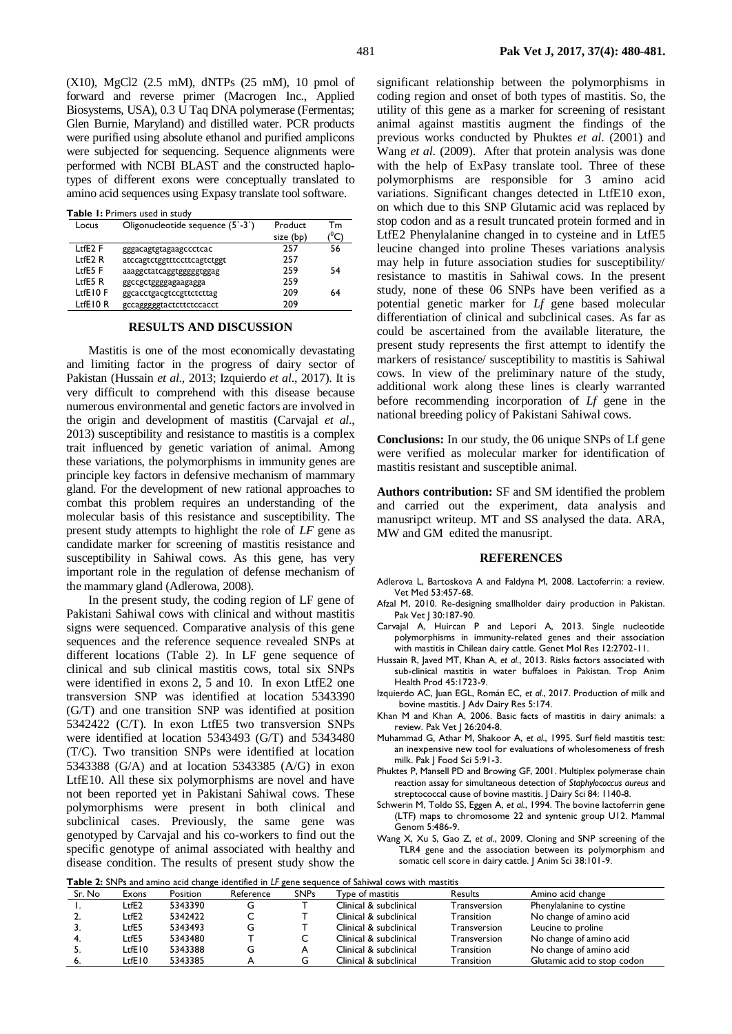(X10), MgCl2 (2.5 mM), dNTPs (25 mM), 10 pmol of forward and reverse primer (Macrogen Inc., Applied Biosystems, USA), 0.3 U Taq DNA polymerase (Fermentas; Glen Burnie, Maryland) and distilled water. PCR products were purified using absolute ethanol and purified amplicons were subjected for sequencing. Sequence alignments were performed with NCBI BLAST and the constructed haplotypes of different exons were conceptually translated to amino acid sequences using Expasy translate tool software.

**Table 1:** Primers used in study

| Locus | Oligonucleotide sequence (5`-3`) | Product size (bp) | Tm (°C) |
|---|---|---|---|
| LtfE2 F | gggacagtgtagaagccctcac | 257 | 56 |
| LtfE2 R | atccagtctggtttccttcagtctggt | 257 | |
| LtfE5 F | aaaggctatcaggtgggggtggag | 259 | 54 |
| LtfE5 R | ggccgctggggagaagagga | 259 | |
| LtfE10 F | ggcacctgacgtccgttctcttag | 209 | 64 |
| LtfE10 R | gccagggggtactcttctccacct | 209 | |

## RESULTS AND DISCUSSION

Mastitis is one of the most economically devastating and limiting factor in the progress of dairy sector of Pakistan (Hussain *et al*., 2013; Izquierdo *et al*., 2017). It is very difficult to comprehend with this disease because numerous environmental and genetic factors are involved in the origin and development of mastitis (Carvajal *et al*., 2013) susceptibility and resistance to mastitis is a complex trait influenced by genetic variation of animal. Among these variations, the polymorphisms in immunity genes are principle key factors in defensive mechanism of mammary gland. For the development of new rational approaches to combat this problem requires an understanding of the molecular basis of this resistance and susceptibility. The present study attempts to highlight the role of *LF* gene as candidate marker for screening of mastitis resistance and susceptibility in Sahiwal cows. As this gene, has very important role in the regulation of defense mechanism of the mammary gland (Adlerowa, 2008).

In the present study, the coding region of LF gene of Pakistani Sahiwal cows with clinical and without mastitis signs were sequenced. Comparative analysis of this gene sequences and the reference sequence revealed SNPs at different locations (Table 2). In LF gene sequence of clinical and sub clinical mastitis cows, total six SNPs were identified in exons 2, 5 and 10. In exon LtfE2 one transversion SNP was identified at location 5343390 (G/T) and one transition SNP was identified at position 5342422 (C/T). In exon LtfE5 two transversion SNPs were identified at location 5343493 (G/T) and 5343480 (T/C). Two transition SNPs were identified at location 5343388 (G/A) and at location 5343385 (A/G) in exon LtfE10. All these six polymorphisms are novel and have not been reported yet in Pakistani Sahiwal cows. These polymorphisms were present in both clinical and subclinical cases. Previously, the same gene was genotyped by Carvajal and his co-workers to find out the specific genotype of animal associated with healthy and disease condition. The results of present study show the significant relationship between the polymorphisms in coding region and onset of both types of mastitis. So, the utility of this gene as a marker for screening of resistant animal against mastitis augment the findings of the previous works conducted by Phuktes *et al*. (2001) and Wang *et al*. (2009). After that protein analysis was done with the help of ExPasy translate tool. Three of these polymorphisms are responsible for 3 amino acid variations. Significant changes detected in LtfE10 exon, on which due to this SNP Glutamic acid was replaced by stop codon and as a result truncated protein formed and in LtfE2 Phenylalanine changed in to cysteine and in LtfE5 leucine changed into proline Theses variations analysis may help in future association studies for susceptibility/ resistance to mastitis in Sahiwal cows. In the present study, none of these 06 SNPs have been verified as a potential genetic marker for *Lf* gene based molecular differentiation of clinical and subclinical cases. As far as could be ascertained from the available literature, the present study represents the first attempt to identify the markers of resistance/ susceptibility to mastitis is Sahiwal cows. In view of the preliminary nature of the study, additional work along these lines is clearly warranted before recommending incorporation of *Lf* gene in the national breeding policy of Pakistani Sahiwal cows.

**Conclusions:** In our study, the 06 unique SNPs of Lf gene were verified as molecular marker for identification of mastitis resistant and susceptible animal.

**Authors contribution:** SF and SM identified the problem and carried out the experiment, data analysis and manusripct writeup. MT and SS analysed the data. ARA, MW and GM edited the manusript.

## REFERENCES

Adlerova L, Bartoskova A and Faldyna M, 2008. Lactoferrin: a review. Vet Med 53:457-68.

Afzal M, 2010. Re-designing smallholder dairy production in Pakistan. Pak Vet J 30:187-90.

Carvajal A, Huircan P and Lepori A, 2013. Single nucleotide polymorphisms in immunity-related genes and their association with mastitis in Chilean dairy cattle. Genet Mol Res 12:2702-11.

Hussain R, Javed MT, Khan A, *et al*., 2013. Risks factors associated with sub-clinical mastitis in water buffaloes in Pakistan. Trop Anim Health Prod 45:1723-9.

Izquierdo AC, Juan EGL, Román EC, *et al*., 2017. Production of milk and bovine mastitis. J Adv Dairy Res 5:174.

Khan M and Khan A, 2006. Basic facts of mastitis in dairy animals: a review. Pak Vet J 26:204-8.

Muhammad G, Athar M, Shakoor A, *et al*., 1995. Surf field mastitis test: an inexpensive new tool for evaluations of wholesomeness of fresh milk. Pak J Food Sci 5:91-3.

Phuktes P, Mansell PD and Browing GF, 2001. Multiplex polymerase chain reaction assay for simultaneous detection of *Staphylococcus aureus* and streptococcal cause of bovine mastitis. J Dairy Sci 84: 1140-8.

Schwerin M, Toldo SS, Eggen A, *et al*., 1994. The bovine lactoferrin gene (LTF) maps to chromosome 22 and syntenic group U12. Mammal Genom 5:486-9.

Wang X, Xu S, Gao Z, *et al*., 2009. Cloning and SNP screening of the TLR4 gene and the association between its polymorphism and somatic cell score in dairy cattle. J Anim Sci 38:101-9.

**Table 2:** SNPs and amino acid change identified in *LF* gene sequence of Sahiwal cows with mastitis

| Sr. No | Exons | Position | Reference | SNPs | Type of mastitis | Results | Amino acid change |
|---|---|---|---|---|---|---|---|
| 1. | LtfE2 | 5343390 | G | T | Clinical & subclinical | Transversion | Phenylalanine to cystine |
| 2. | LtfE2 | 5342422 | C | T | Clinical & subclinical | Transition | No change of amino acid |
| 3. | LtfE5 | 5343493 | G | T | Clinical & subclinical | Transversion | Leucine to proline |
| 4. | LtfE5 | 5343480 | T | C | Clinical & subclinical | Transversion | No change of amino acid |
| 5. | LtfE10 | 5343388 | G | A | Clinical & subclinical | Transition | No change of amino acid |
| 6. | LtfE10 | 5343385 | A | G | Clinical & subclinical | Transition | Glutamic acid to stop codon |